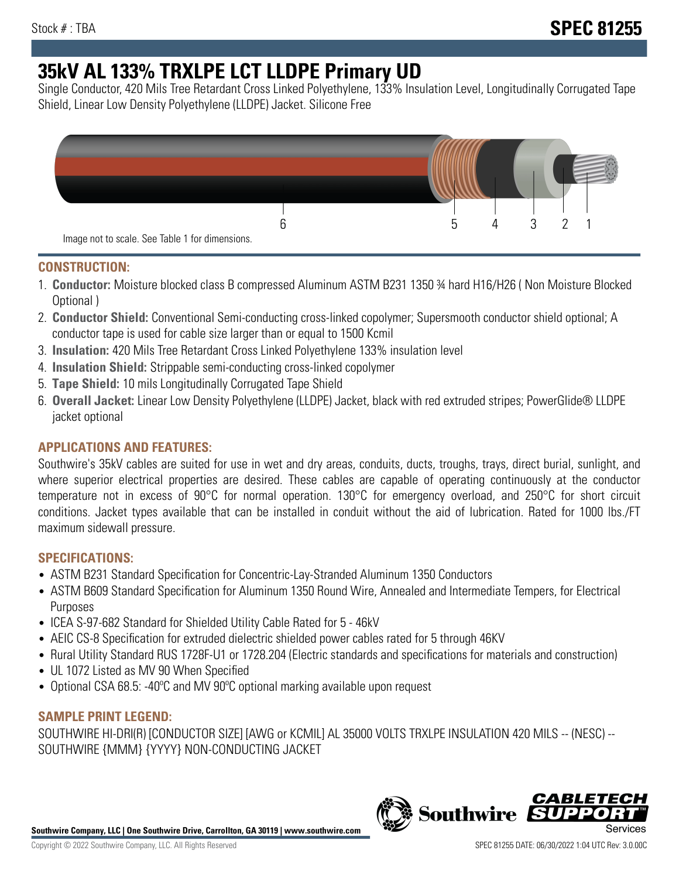Stock # : TBA

**SPEC 81255**

# 35kV AL 133% TRXLPE LCT LLDPE Primary UD

Single Conductor, 420 Mils Tree Retardant Cross Linked Polyethylene, 133% Insulation Level, Longitudinally Corrugated Tape Shield, Linear Low Density Polyethylene (LLDPE) Jacket. Silicone Free

6 5 4 3 2 1

Image not to scale. See Table 1 for dimensions.

## CONSTRUCTION:

1. **Conductor:** Moisture blocked class B compressed Aluminum ASTM B231 1350 ¾ hard H16/H26 ( Non Moisture Blocked Optional )
2. **Conductor Shield:** Conventional Semi-conducting cross-linked copolymer; Supersmooth conductor shield optional; A conductor tape is used for cable size larger than or equal to 1500 Kcmil
3. **Insulation:** 420 Mils Tree Retardant Cross Linked Polyethylene 133% insulation level
4. **Insulation Shield:** Strippable semi-conducting cross-linked copolymer
5. **Tape Shield:** 10 mils Longitudinally Corrugated Tape Shield
6. **Overall Jacket:** Linear Low Density Polyethylene (LLDPE) Jacket, black with red extruded stripes; PowerGlide® LLDPE jacket optional

## APPLICATIONS AND FEATURES:

Southwire's 35kV cables are suited for use in wet and dry areas, conduits, ducts, troughs, trays, direct burial, sunlight, and where superior electrical properties are desired. These cables are capable of operating continuously at the conductor temperature not in excess of 90°C for normal operation. 130°C for emergency overload, and 250°C for short circuit conditions. Jacket types available that can be installed in conduit without the aid of lubrication. Rated for 1000 lbs./FT maximum sidewall pressure.

## SPECIFICATIONS:

- ASTM B231 Standard Specification for Concentric-Lay-Stranded Aluminum 1350 Conductors
- ASTM B609 Standard Specification for Aluminum 1350 Round Wire, Annealed and Intermediate Tempers, for Electrical Purposes
- ICEA S-97-682 Standard for Shielded Utility Cable Rated for 5 - 46kV
- AEIC CS-8 Specification for extruded dielectric shielded power cables rated for 5 through 46KV
- Rural Utility Standard RUS 1728F-U1 or 1728.204 (Electric standards and specifications for materials and construction)
- UL 1072 Listed as MV 90 When Specified
- Optional CSA 68.5: -40ºC and MV 90ºC optional marking available upon request

## SAMPLE PRINT LEGEND:

SOUTHWIRE HI-DRI(R) [CONDUCTOR SIZE] [AWG or KCMIL] AL 35000 VOLTS TRXLPE INSULATION 420 MILS -- (NESC) -- SOUTHWIRE {MMM} {YYYY} NON-CONDUCTING JACKET

**Southwire Company, LLC | One Southwire Drive, Carrollton, GA 30119 | www.southwire.com**

Copyright © 2022 Southwire Company, LLC. All Rights Reserved

SPEC 81255 DATE: 06/30/2022 1:04 UTC Rev: 3.0.00C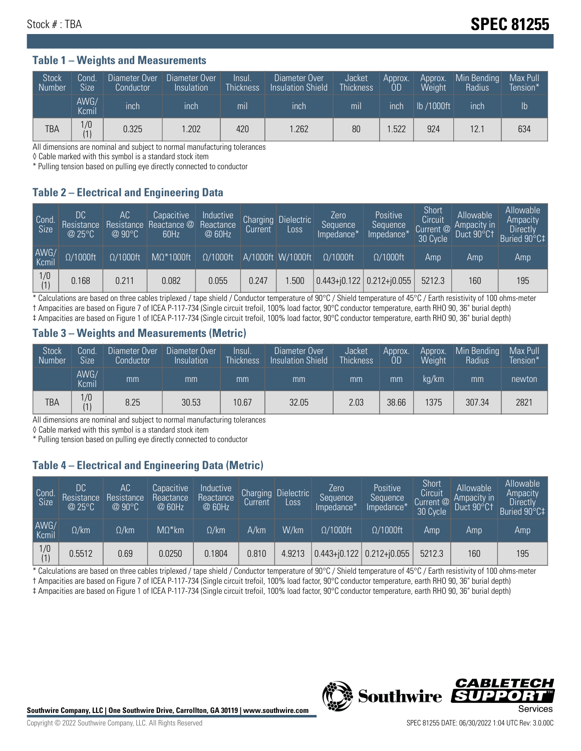Stock # : TBA

# SPEC 81255

### Table 1 – Weights and Measurements

| Stock Number | Cond. Size | Diameter Over Conductor | Diameter Over Insulation | Insul. Thickness | Diameter Over Insulation Shield | Jacket Thickness | Approx. OD | Approx. Weight | Min Bending Radius | Max Pull Tension* |
|---|---|---|---|---|---|---|---|---|---|---|
| | AWG/ Kcmil | inch | inch | mil | inch | mil | inch | lb /1000ft | inch | lb |
| TBA | 1/0 (1) | 0.325 | 1.202 | 420 | 1.262 | 80 | 1.522 | 924 | 12.1 | 634 |

All dimensions are nominal and subject to normal manufacturing tolerances

◊ Cable marked with this symbol is a standard stock item

* Pulling tension based on pulling eye directly connected to conductor

### Table 2 – Electrical and Engineering Data

| Cond. Size | DC Resistance @ 25°C | AC Resistance @ 90°C | Capacitive Reactance @ 60Hz | Inductive Reactance @ 60Hz | Charging Current | Dielectric Loss | Zero Sequence Impedance* | Positive Sequence Impedance* | Short Circuit Current @ 30 Cycle | Allowable Ampacity in Duct 90°C† | Allowable Ampacity Directly Buried 90°C‡ |
|---|---|---|---|---|---|---|---|---|---|---|---|
| AWG/ Kcmil | Ω/1000ft | Ω/1000ft | MΩ*1000ft | Ω/1000ft | A/1000ft | W/1000ft | Ω/1000ft | Ω/1000ft | Amp | Amp | Amp |
| 1/0 (1) | 0.168 | 0.211 | 0.082 | 0.055 | 0.247 | 1.500 | 0.443+j0.122 | 0.212+j0.055 | 5212.3 | 160 | 195 |

* Calculations are based on three cables triplexed / tape shield / Conductor temperature of 90°C / Shield temperature of 45°C / Earth resistivity of 100 ohms-meter

† Ampacities are based on Figure 7 of ICEA P-117-734 (Single circuit trefoil, 100% load factor, 90°C conductor temperature, earth RHO 90, 36" burial depth)

‡ Ampacities are based on Figure 1 of ICEA P-117-734 (Single circuit trefoil, 100% load factor, 90°C conductor temperature, earth RHO 90, 36" burial depth)

### Table 3 – Weights and Measurements (Metric)

| Stock Number | Cond. Size | Diameter Over Conductor | Diameter Over Insulation | Insul. Thickness | Diameter Over Insulation Shield | Jacket Thickness | Approx. OD | Approx. Weight | Min Bending Radius | Max Pull Tension* |
|---|---|---|---|---|---|---|---|---|---|---|
| | AWG/ Kcmil | mm | mm | mm | mm | mm | mm | kg/km | mm | newton |
| TBA | 1/0 (1) | 8.25 | 30.53 | 10.67 | 32.05 | 2.03 | 38.66 | 1375 | 307.34 | 2821 |

All dimensions are nominal and subject to normal manufacturing tolerances

◊ Cable marked with this symbol is a standard stock item

* Pulling tension based on pulling eye directly connected to conductor

### Table 4 – Electrical and Engineering Data (Metric)

| Cond. Size | DC Resistance @ 25°C | AC Resistance @ 90°C | Capacitive Reactance @ 60Hz | Inductive Reactance @ 60Hz | Charging Current | Dielectric Loss | Zero Sequence Impedance* | Positive Sequence Impedance* | Short Circuit Current @ 30 Cycle | Allowable Ampacity in Duct 90°C† | Allowable Ampacity Directly Buried 90°C‡ |
|---|---|---|---|---|---|---|---|---|---|---|---|
| AWG/ Kcmil | Ω/km | Ω/km | MΩ*km | Ω/km | A/km | W/km | Ω/1000ft | Ω/1000ft | Amp | Amp | Amp |
| 1/0 (1) | 0.5512 | 0.69 | 0.0250 | 0.1804 | 0.810 | 4.9213 | 0.443+j0.122 | 0.212+j0.055 | 5212.3 | 160 | 195 |

* Calculations are based on three cables triplexed / tape shield / Conductor temperature of 90°C / Shield temperature of 45°C / Earth resistivity of 100 ohms-meter

† Ampacities are based on Figure 7 of ICEA P-117-734 (Single circuit trefoil, 100% load factor, 90°C conductor temperature, earth RHO 90, 36" burial depth)

‡ Ampacities are based on Figure 1 of ICEA P-117-734 (Single circuit trefoil, 100% load factor, 90°C conductor temperature, earth RHO 90, 36" burial depth)

**Southwire Company, LLC | One Southwire Drive, Carrollton, GA 30119 | www.southwire.com**

Copyright © 2022 Southwire Company, LLC. All Rights Reserved

SPEC 81255 DATE: 06/30/2022 1:04 UTC Rev: 3.0.00C